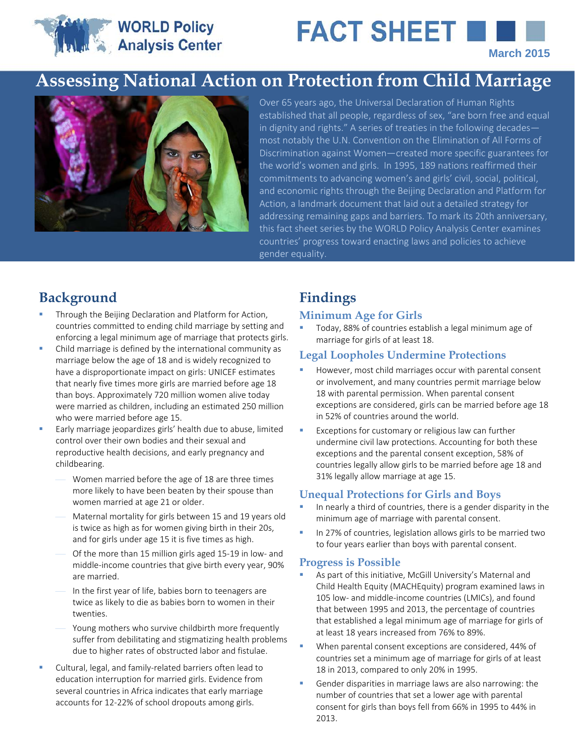WORLD Policy Analysis Center

# FACT SHEET

March 2015

# Assessing National Action on Protection from Child Marriage

Over 65 years ago, the Universal Declaration of Human Rights established that all people, regardless of sex, "are born free and equal in dignity and rights." A series of treaties in the following decades—most notably the U.N. Convention on the Elimination of All Forms of Discrimination against Women—created more specific guarantees for the world's women and girls. In 1995, 189 nations reaffirmed their commitments to advancing women's and girls' civil, social, political, and economic rights through the Beijing Declaration and Platform for Action, a landmark document that laid out a detailed strategy for addressing remaining gaps and barriers. To mark its 20th anniversary, this fact sheet series by the WORLD Policy Analysis Center examines countries' progress toward enacting laws and policies to achieve gender equality.

## Background

- Through the Beijing Declaration and Platform for Action, countries committed to ending child marriage by setting and enforcing a legal minimum age of marriage that protects girls.
- Child marriage is defined by the international community as marriage below the age of 18 and is widely recognized to have a disproportionate impact on girls: UNICEF estimates that nearly five times more girls are married before age 18 than boys. Approximately 720 million women alive today were married as children, including an estimated 250 million who were married before age 15.
- Early marriage jeopardizes girls' health due to abuse, limited control over their own bodies and their sexual and reproductive health decisions, and early pregnancy and childbearing.
  - Women married before the age of 18 are three times more likely to have been beaten by their spouse than women married at age 21 or older.
  - Maternal mortality for girls between 15 and 19 years old is twice as high as for women giving birth in their 20s, and for girls under age 15 it is five times as high.
  - Of the more than 15 million girls aged 15-19 in low- and middle-income countries that give birth every year, 90% are married.
  - In the first year of life, babies born to teenagers are twice as likely to die as babies born to women in their twenties.
  - Young mothers who survive childbirth more frequently suffer from debilitating and stigmatizing health problems due to higher rates of obstructed labor and fistulae.
- Cultural, legal, and family-related barriers often lead to education interruption for married girls. Evidence from several countries in Africa indicates that early marriage accounts for 12-22% of school dropouts among girls.

## Findings

### Minimum Age for Girls

- Today, 88% of countries establish a legal minimum age of marriage for girls of at least 18.

### Legal Loopholes Undermine Protections

- However, most child marriages occur with parental consent or involvement, and many countries permit marriage below 18 with parental permission. When parental consent exceptions are considered, girls can be married before age 18 in 52% of countries around the world.
- Exceptions for customary or religious law can further undermine civil law protections. Accounting for both these exceptions and the parental consent exception, 58% of countries legally allow girls to be married before age 18 and 31% legally allow marriage at age 15.

### Unequal Protections for Girls and Boys

- In nearly a third of countries, there is a gender disparity in the minimum age of marriage with parental consent.
- In 27% of countries, legislation allows girls to be married two to four years earlier than boys with parental consent.

### Progress is Possible

- As part of this initiative, McGill University's Maternal and Child Health Equity (MACHEquity) program examined laws in 105 low- and middle-income countries (LMICs), and found that between 1995 and 2013, the percentage of countries that established a legal minimum age of marriage for girls of at least 18 years increased from 76% to 89%.
- When parental consent exceptions are considered, 44% of countries set a minimum age of marriage for girls of at least 18 in 2013, compared to only 20% in 1995.
- Gender disparities in marriage laws are also narrowing: the number of countries that set a lower age with parental consent for girls than boys fell from 66% in 1995 to 44% in 2013.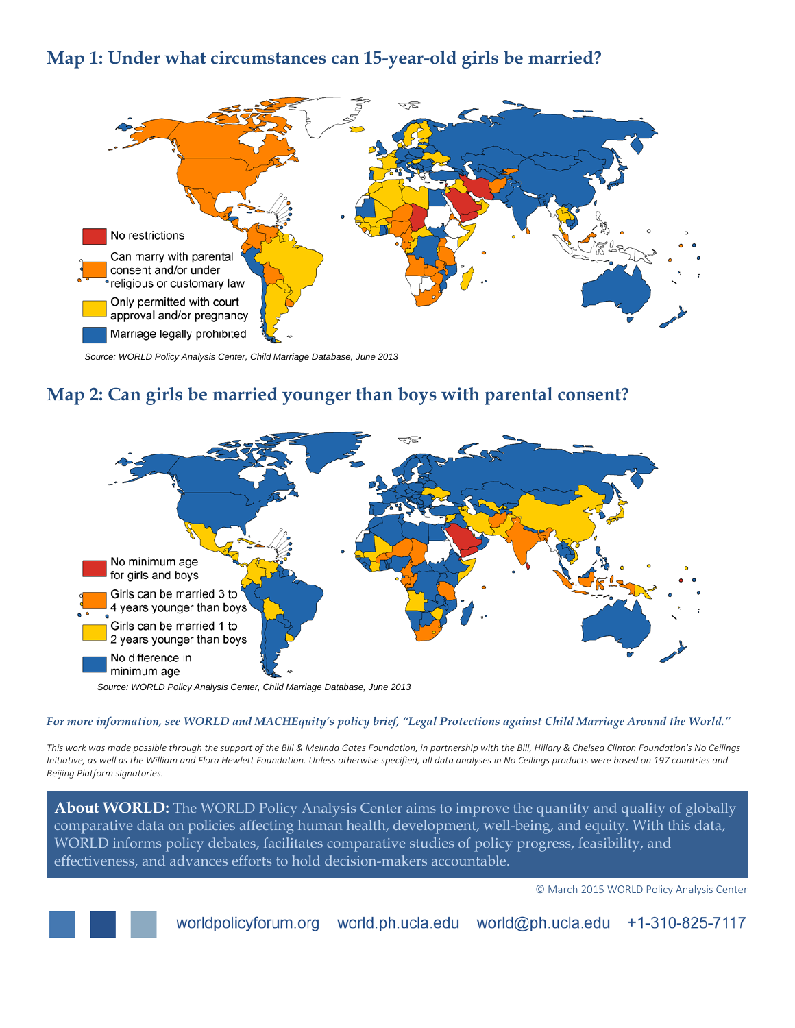## Map 1: Under what circumstances can 15-year-old girls be married?

No restrictions

Can marry with parental consent and/or under religious or customary law

Only permitted with court approval and/or pregnancy

Marriage legally prohibited

*Source: WORLD Policy Analysis Center, Child Marriage Database, June 2013*

## Map 2: Can girls be married younger than boys with parental consent?

No minimum age for girls and boys

Girls can be married 3 to 4 years younger than boys

Girls can be married 1 to 2 years younger than boys

No difference in minimum age

*Source: WORLD Policy Analysis Center, Child Marriage Database, June 2013*

*For more information, see WORLD and MACHEquity's policy brief, "Legal Protections against Child Marriage Around the World."*

*This work was made possible through the support of the Bill & Melinda Gates Foundation, in partnership with the Bill, Hillary & Chelsea Clinton Foundation's No Ceilings Initiative, as well as the William and Flora Hewlett Foundation. Unless otherwise specified, all data analyses in No Ceilings products were based on 197 countries and Beijing Platform signatories.*

**About WORLD:** The WORLD Policy Analysis Center aims to improve the quantity and quality of globally comparative data on policies affecting human health, development, well-being, and equity. With this data, WORLD informs policy debates, facilitates comparative studies of policy progress, feasibility, and effectiveness, and advances efforts to hold decision-makers accountable.

© March 2015 WORLD Policy Analysis Center

worldpolicyforum.org world.ph.ucla.edu world@ph.ucla.edu +1-310-825-7117